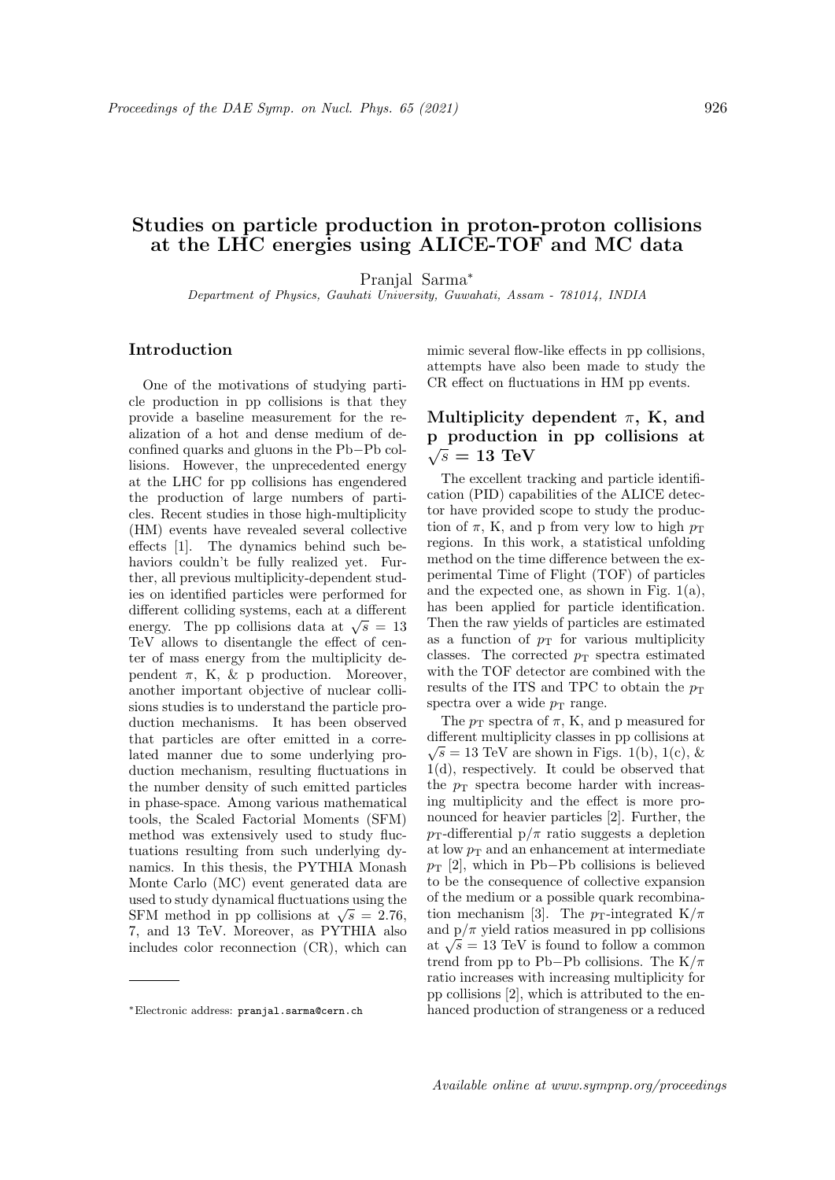# Studies on particle production in proton-proton collisions at the LHC energies using ALICE-TOF and MC data

Pranjal Sarma*

*Department of Physics, Gauhati University, Guwahati, Assam - 781014, INDIA*

## Introduction

One of the motivations of studying particle production in pp collisions is that they provide a baseline measurement for the realization of a hot and dense medium of deconfined quarks and gluons in the Pb−Pb collisions. However, the unprecedented energy at the LHC for pp collisions has engendered the production of large numbers of particles. Recent studies in those high-multiplicity (HM) events have revealed several collective effects [1]. The dynamics behind such behaviors couldn't be fully realized yet. Further, all previous multiplicity-dependent studies on identified particles were performed for different colliding systems, each at a different energy. The pp collisions data at $\sqrt{s}$ = 13 TeV allows to disentangle the effect of center of mass energy from the multiplicity dependent π, K, & p production. Moreover, another important objective of nuclear collisions studies is to understand the particle production mechanisms. It has been observed that particles are ofter emitted in a correlated manner due to some underlying production mechanism, resulting fluctuations in the number density of such emitted particles in phase-space. Among various mathematical tools, the Scaled Factorial Moments (SFM) method was extensively used to study fluctuations resulting from such underlying dynamics. In this thesis, the PYTHIA Monash Monte Carlo (MC) event generated data are used to study dynamical fluctuations using the SFM method in pp collisions at $\sqrt{s}$ = 2.76, 7, and 13 TeV. Moreover, as PYTHIA also includes color reconnection (CR), which can mimic several flow-like effects in pp collisions, attempts have also been made to study the CR effect on fluctuations in HM pp events.

## Multiplicity dependent π, K, and p production in pp collisions at $\sqrt{s}$ = 13 TeV

The excellent tracking and particle identification (PID) capabilities of the ALICE detector have provided scope to study the production of π, K, and p from very low to high $p_{\mathrm{T}}$ regions. In this work, a statistical unfolding method on the time difference between the experimental Time of Flight (TOF) of particles and the expected one, as shown in Fig. 1(a), has been applied for particle identification. Then the raw yields of particles are estimated as a function of $p_{\mathrm{T}}$ for various multiplicity classes. The corrected $p_{\mathrm{T}}$ spectra estimated with the TOF detector are combined with the results of the ITS and TPC to obtain the $p_{\mathrm{T}}$ spectra over a wide $p_{\mathrm{T}}$ range.

The $p_{\mathrm{T}}$ spectra of π, K, and p measured for different multiplicity classes in pp collisions at $\sqrt{s}$ = 13 TeV are shown in Figs. 1(b), 1(c), & 1(d), respectively. It could be observed that the $p_{\mathrm{T}}$ spectra become harder with increasing multiplicity and the effect is more pronounced for heavier particles [2]. Further, the $p_{\mathrm{T}}$-differential p/π ratio suggests a depletion at low $p_{\mathrm{T}}$ and an enhancement at intermediate $p_{\mathrm{T}}$ [2], which in Pb−Pb collisions is believed to be the consequence of collective expansion of the medium or a possible quark recombination mechanism [3]. The $p_{\mathrm{T}}$-integrated K/π and p/π yield ratios measured in pp collisions at $\sqrt{s}$ = 13 TeV is found to follow a common trend from pp to Pb−Pb collisions. The K/π ratio increases with increasing multiplicity for pp collisions [2], which is attributed to the enhanced production of strangeness or a reduced

---

*Electronic address: pranjal.sarma@cern.ch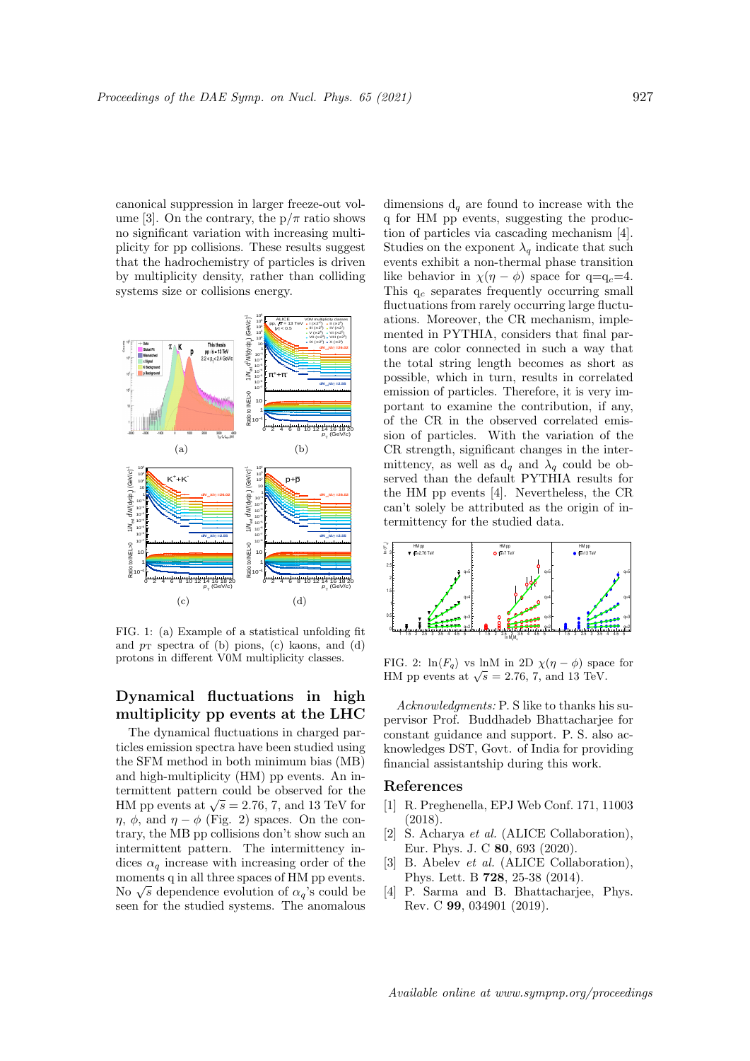canonical suppression in larger freeze-out volume [3]. On the contrary, the p/$\pi$ ratio shows no significant variation with increasing multiplicity for pp collisions. These results suggest that the hadrochemistry of particles is driven by multiplicity density, rather than colliding systems size or collisions energy.

FIG. 1: (a) Example of a statistical unfolding fit and $p_T$ spectra of (b) pions, (c) kaons, and (d) protons in different V0M multiplicity classes.

## Dynamical fluctuations in high multiplicity pp events at the LHC

The dynamical fluctuations in charged particles emission spectra have been studied using the SFM method in both minimum bias (MB) and high-multiplicity (HM) pp events. An intermittent pattern could be observed for the HM pp events at $\sqrt{s} = 2.76$, 7, and 13 TeV for $\eta$, $\phi$, and $\eta - \phi$ (Fig. 2) spaces. On the contrary, the MB pp collisions don't show such an intermittent pattern. The intermittency indices $\alpha_q$ increase with increasing order of the moments q in all three spaces of HM pp events. No $\sqrt{s}$ dependence evolution of $\alpha_q$'s could be seen for the studied systems. The anomalous dimensions $d_q$ are found to increase with the q for HM pp events, suggesting the production of particles via cascading mechanism [4]. Studies on the exponent $\lambda_q$ indicate that such events exhibit a non-thermal phase transition like behavior in $\chi(\eta - \phi)$ space for q=$q_c$=4. This $q_c$ separates frequently occurring small fluctuations from rarely occurring large fluctuations. Moreover, the CR mechanism, implemented in PYTHIA, considers that final partons are color connected in such a way that the total string length becomes as short as possible, which in turn, results in correlated emission of particles. Therefore, it is very important to examine the contribution, if any, of the CR in the observed correlated emission of particles. With the variation of the CR strength, significant changes in the intermittency, as well as $d_q$ and $\lambda_q$ could be observed than the default PYTHIA results for the HM pp events [4]. Nevertheless, the CR can't solely be attributed as the origin of intermittency for the studied data.

FIG. 2: $\ln\langle F_q\rangle$ vs lnM in 2D $\chi(\eta - \phi)$ space for HM pp events at $\sqrt{s} = 2.76$, 7, and 13 TeV.

*Acknowledgments:* P. S like to thanks his supervisor Prof. Buddhadeb Bhattacharjee for constant guidance and support. P. S. also acknowledges DST, Govt. of India for providing financial assistantship during this work.

## References

[1] R. Preghenella, EPJ Web Conf. 171, 11003 (2018).

[2] S. Acharya *et al.* (ALICE Collaboration), Eur. Phys. J. C **80**, 693 (2020).

[3] B. Abelev *et al.* (ALICE Collaboration), Phys. Lett. B **728**, 25-38 (2014).

[4] P. Sarma and B. Bhattacharjee, Phys. Rev. C **99**, 034901 (2019).